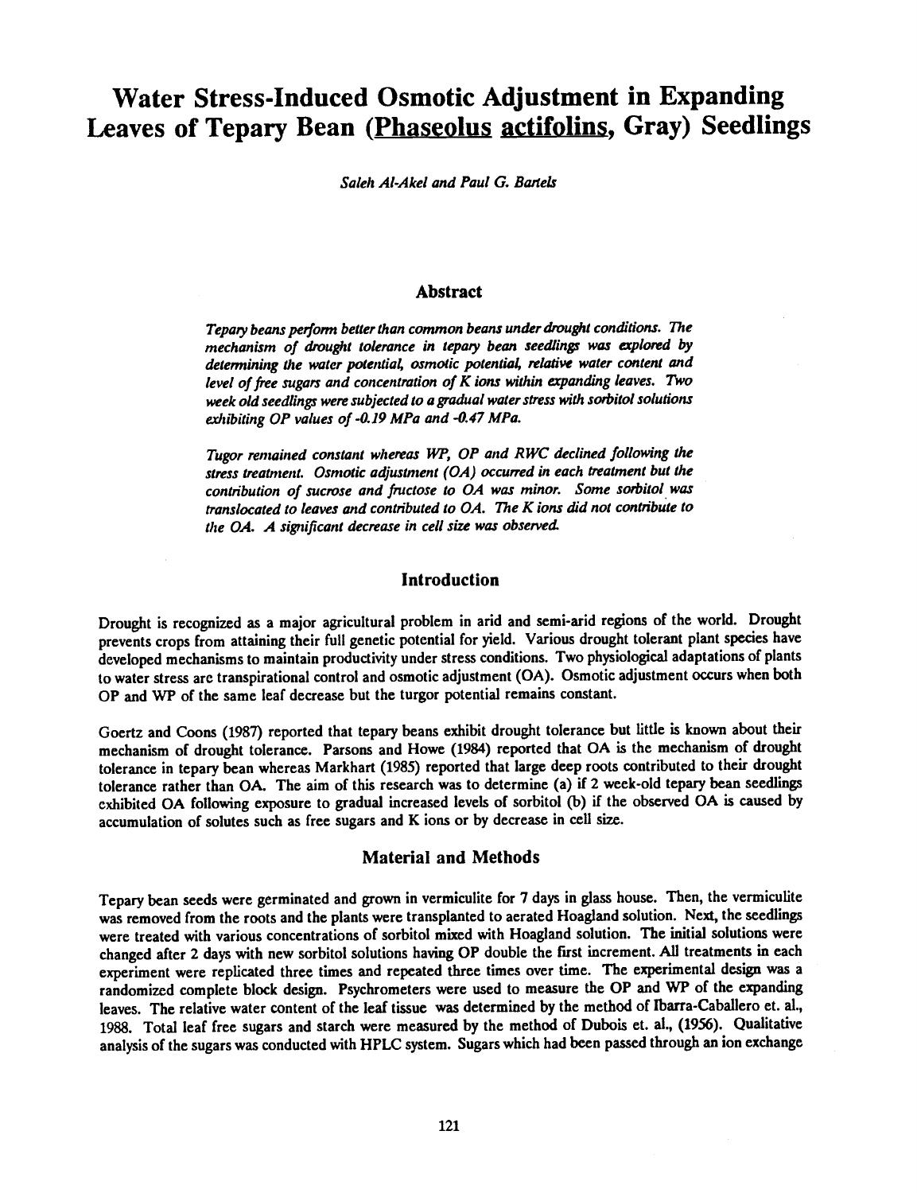# Water Stress-Induced Osmotic Adjustment in Expanding Leaves of Tepary Bean (Phaseolus actifolins, Gray) Seedlings

*Saleh Al-Akel and Paul G. Bartels*

## Abstract

*Tepary beans perform better than common beans under drought conditions. The mechanism of drought tolerance in tepary bean seedlings was explored by determining the water potential, osmotic potential, relative water content and level of free sugars and concentration of K ions within expanding leaves. Two week old seedlings were subjected to a gradual water stress with sorbitol solutions exhibiting OP values of -0.19 MPa and -0.47 MPa.*

*Tugor remained constant whereas WP, OP and RWC declined following the stress treatment. Osmotic adjustment (OA) occurred in each treatment but the contribution of sucrose and fructose to OA was minor. Some sorbitol was translocated to leaves and contributed to OA. The K ions did not contribute to the OA. A significant decrease in cell size was observed.*

## Introduction

Drought is recognized as a major agricultural problem in arid and semi-arid regions of the world. Drought prevents crops from attaining their full genetic potential for yield. Various drought tolerant plant species have developed mechanisms to maintain productivity under stress conditions. Two physiological adaptations of plants to water stress are transpirational control and osmotic adjustment (OA). Osmotic adjustment occurs when both OP and WP of the same leaf decrease but the turgor potential remains constant.

Goertz and Coons (1987) reported that tepary beans exhibit drought tolerance but little is known about their mechanism of drought tolerance. Parsons and Howe (1984) reported that OA is the mechanism of drought tolerance in tepary bean whereas Markhart (1985) reported that large deep roots contributed to their drought tolerance rather than OA. The aim of this research was to determine (a) if 2 week-old tepary bean seedlings exhibited OA following exposure to gradual increased levels of sorbitol (b) if the observed OA is caused by accumulation of solutes such as free sugars and K ions or by decrease in cell size.

## Material and Methods

Tepary bean seeds were germinated and grown in vermiculite for 7 days in glass house. Then, the vermiculite was removed from the roots and the plants were transplanted to aerated Hoagland solution. Next, the seedlings were treated with various concentrations of sorbitol mixed with Hoagland solution. The initial solutions were changed after 2 days with new sorbitol solutions having OP double the first increment. All treatments in each experiment were replicated three times and repeated three times over time. The experimental design was a randomized complete block design. Psychrometers were used to measure the OP and WP of the expanding leaves. The relative water content of the leaf tissue was determined by the method of Ibarra-Caballero et. al., 1988. Total leaf free sugars and starch were measured by the method of Dubois et. al., (1956). Qualitative analysis of the sugars was conducted with HPLC system. Sugars which had been passed through an ion exchange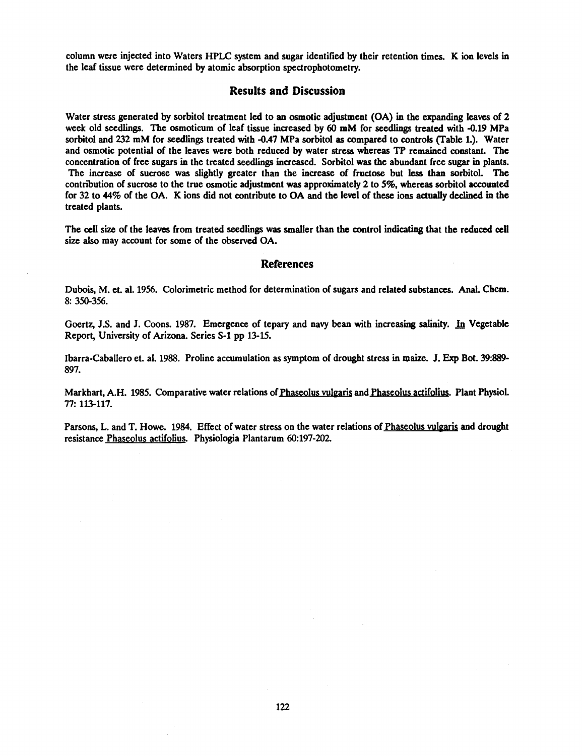column were injected into Waters HPLC system and sugar identified by their retention times. K ion levels in the leaf tissue were determined by atomic absorption spectrophotometry.

## Results and Discussion

Water stress generated by sorbitol treatment led to an osmotic adjustment (OA) in the expanding leaves of 2 week old seedlings. The osmoticum of leaf tissue increased by 60 mM for seedlings treated with -0.19 MPa sorbitol and 232 mM for seedlings treated with -0.47 MPa sorbitol as compared to controls (Table 1.). Water and osmotic potential of the leaves were both reduced by water stress whereas TP remained constant. The concentration of free sugars in the treated seedlings increased. Sorbitol was the abundant free sugar in plants. The increase of sucrose was slightly greater than the increase of fructose but less than sorbitol. The contribution of sucrose to the true osmotic adjustment was approximately 2 to 5%, whereas sorbitol accounted for 32 to 44% of the OA. K ions did not contribute to OA and the level of these ions actually declined in the treated plants.

The cell size of the leaves from treated seedlings was smaller than the control indicating that the reduced cell size also may account for some of the observed OA.

## References

Dubois, M. et. al. 1956. Colorimetric method for determination of sugars and related substances. Anal. Chem. 8: 350-356.

Goertz, J.S. and J. Coons. 1987. Emergence of tepary and navy bean with increasing salinity. In Vegetable Report, University of Arizona. Series S-1 pp 13-15.

Ibarra-Caballero et. al. 1988. Proline accumulation as symptom of drought stress in maize. J. Exp Bot. 39:889-897.

Markhart, A.H. 1985. Comparative water relations of Phaseolus vulgaris and Phaseolus actifolius. Plant Physiol. 77: 113-117.

Parsons, L. and T. Howe. 1984. Effect of water stress on the water relations of Phaseolus vulgaris and drought resistance Phaseolus actifolius. Physiologia Plantarum 60:197-202.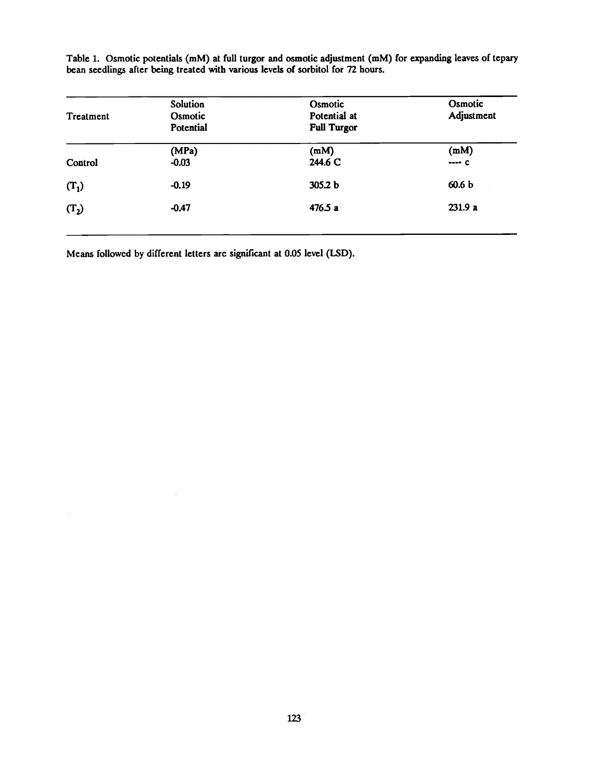Table 1. Osmotic potentials (mM) at full turgor and osmotic adjustment (mM) for expanding leaves of tepary bean seedlings after being treated with various levels of sorbitol for 72 hours.

| Treatment | Solution Osmotic Potential | Osmotic Potential at Full Turgor | Osmotic Adjustment |
|---|---|---|---|
| | (MPa) | (mM) | (mM) |
| Control | -0.03 | 244.6 C | ---- c |
| $(T_1)$ | -0.19 | 305.2 b | 60.6 b |
| $(T_2)$ | -0.47 | 476.5 a | 231.9 a |

Means followed by different letters are significant at 0.05 level (LSD).